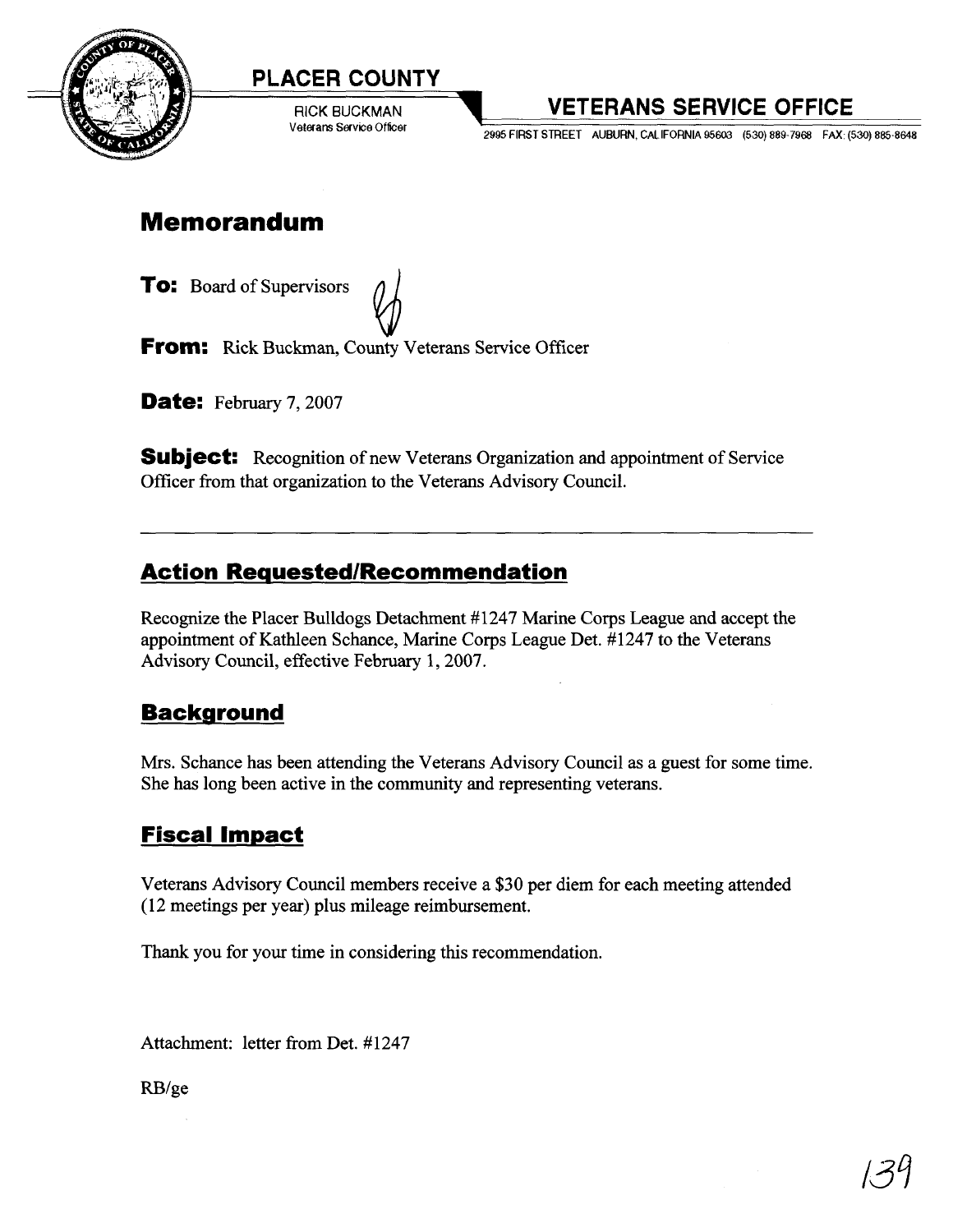# PLACER COUNTY

RICK BUCKMAN
Veterans Service Officer

## VETERANS SERVICE OFFICE

2995 FIRST STREET AUBURN, CALIFORNIA 95603 (530) 889-7968 FAX: (530) 885-8648

# Memorandum

**To:** Board of Supervisors

**From:** Rick Buckman, County Veterans Service Officer

**Date:** February 7, 2007

**Subject:** Recognition of new Veterans Organization and appointment of Service Officer from that organization to the Veterans Advisory Council.

---

## Action Requested/Recommendation

Recognize the Placer Bulldogs Detachment #1247 Marine Corps League and accept the appointment of Kathleen Schance, Marine Corps League Det. #1247 to the Veterans Advisory Council, effective February 1, 2007.

## Background

Mrs. Schance has been attending the Veterans Advisory Council as a guest for some time. She has long been active in the community and representing veterans.

## Fiscal Impact

Veterans Advisory Council members receive a $30 per diem for each meeting attended (12 meetings per year) plus mileage reimbursement.

Thank you for your time in considering this recommendation.

Attachment: letter from Det. #1247

RB/ge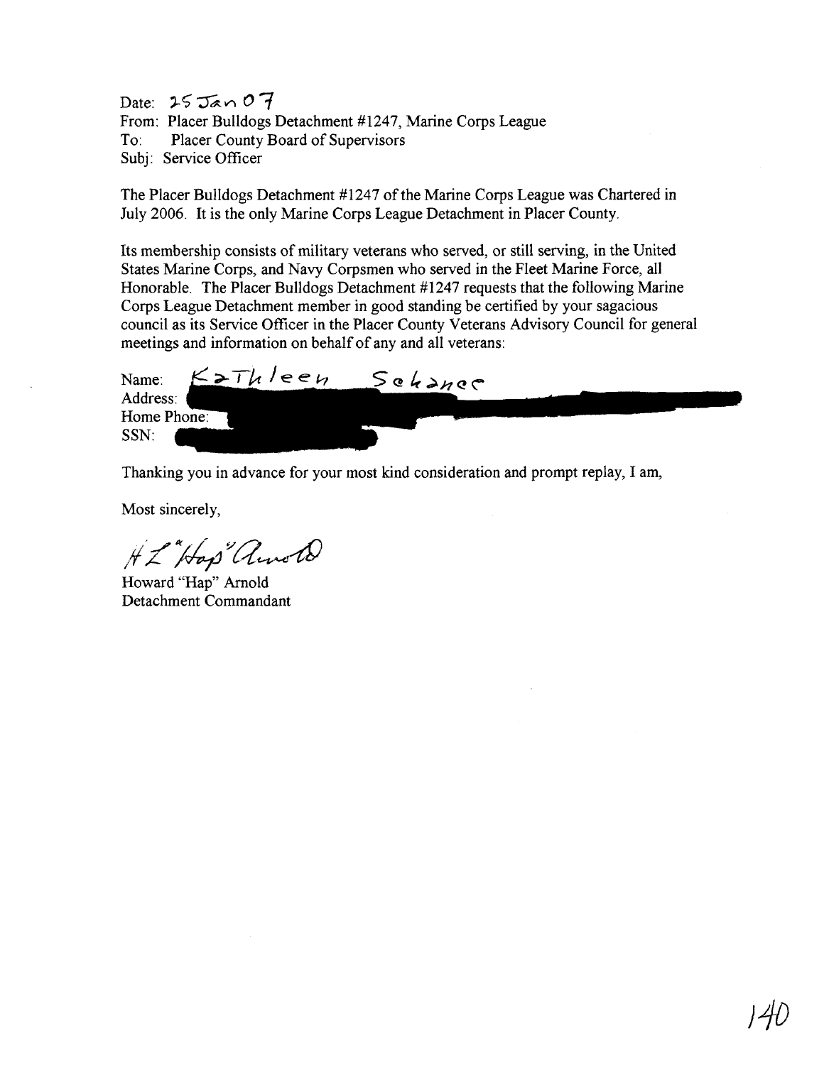Date: 25 Jan 07
From: Placer Bulldogs Detachment #1247, Marine Corps League
To: Placer County Board of Supervisors
Subj: Service Officer

The Placer Bulldogs Detachment #1247 of the Marine Corps League was Chartered in July 2006. It is the only Marine Corps League Detachment in Placer County.

Its membership consists of military veterans who served, or still serving, in the United States Marine Corps, and Navy Corpsmen who served in the Fleet Marine Force, all Honorable. The Placer Bulldogs Detachment #1247 requests that the following Marine Corps League Detachment member in good standing be certified by your sagacious council as its Service Officer in the Placer County Veterans Advisory Council for general meetings and information on behalf of any and all veterans:

Name: Kathleen Sekanec
Address:
Home Phone:
SSN:

Thanking you in advance for your most kind consideration and prompt replay, I am,

Most sincerely,

H L "Hap" Arnold

Howard "Hap" Arnold
Detachment Commandant